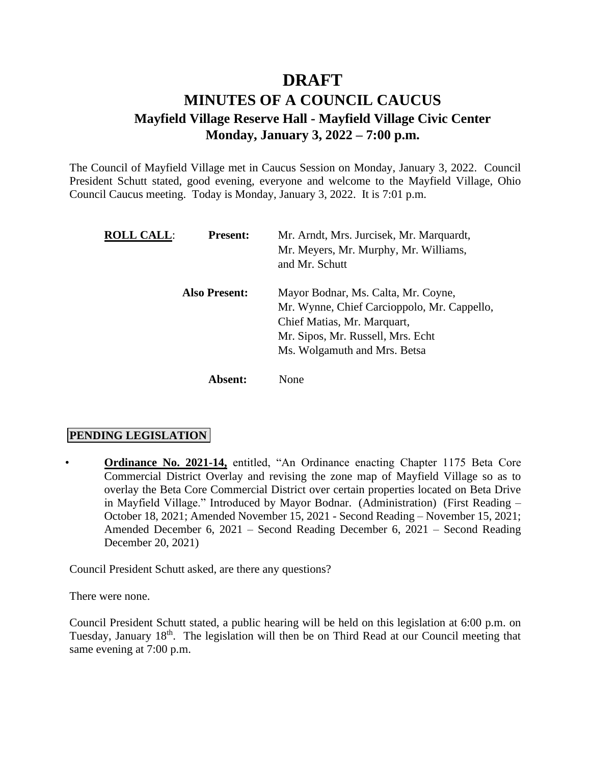# DRAFT

## MINUTES OF A COUNCIL CAUCUS

### Mayfield Village Reserve Hall - Mayfield Village Civic Center

### Monday, January 3, 2022 – 7:00 p.m.

The Council of Mayfield Village met in Caucus Session on Monday, January 3, 2022. Council President Schutt stated, good evening, everyone and welcome to the Mayfield Village, Ohio Council Caucus meeting. Today is Monday, January 3, 2022. It is 7:01 p.m.

| **ROLL CALL**: | **Present:** | Mr. Arndt, Mrs. Jurcisek, Mr. Marquardt, Mr. Meyers, Mr. Murphy, Mr. Williams, and Mr. Schutt |
|---|---|---|
| | **Also Present:** | Mayor Bodnar, Ms. Calta, Mr. Coyne, Mr. Wynne, Chief Carcioppolo, Mr. Cappello, Chief Matias, Mr. Marquart, Mr. Sipos, Mr. Russell, Mrs. Echt Ms. Wolgamuth and Mrs. Betsa |
| | **Absent:** | None |

**PENDING LEGISLATION**

- **Ordinance No. 2021-14,** entitled, "An Ordinance enacting Chapter 1175 Beta Core Commercial District Overlay and revising the zone map of Mayfield Village so as to overlay the Beta Core Commercial District over certain properties located on Beta Drive in Mayfield Village." Introduced by Mayor Bodnar. (Administration) (First Reading – October 18, 2021; Amended November 15, 2021 - Second Reading – November 15, 2021; Amended December 6, 2021 – Second Reading December 6, 2021 – Second Reading December 20, 2021)

Council President Schutt asked, are there any questions?

There were none.

Council President Schutt stated, a public hearing will be held on this legislation at 6:00 p.m. on Tuesday, January 18th. The legislation will then be on Third Read at our Council meeting that same evening at 7:00 p.m.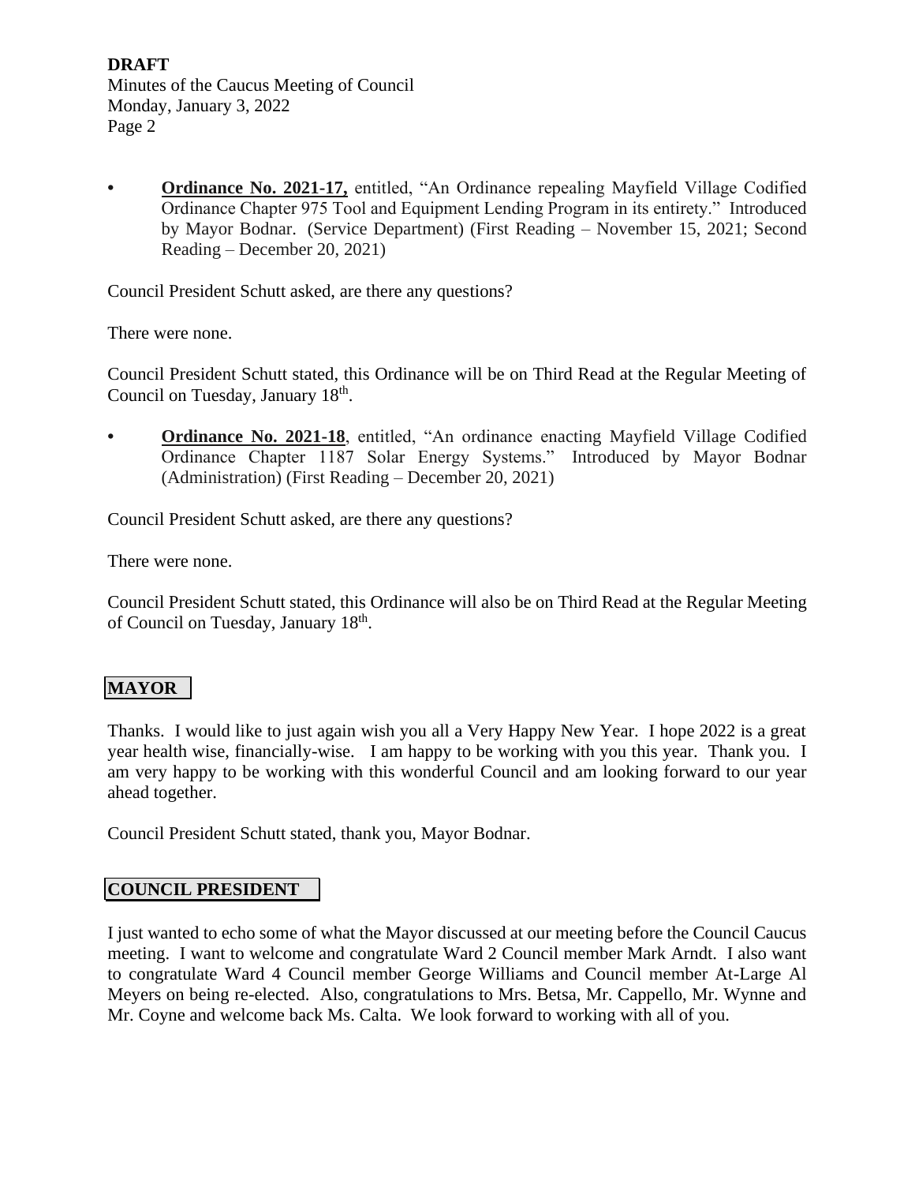- **Ordinance No. 2021-17,** entitled, "An Ordinance repealing Mayfield Village Codified Ordinance Chapter 975 Tool and Equipment Lending Program in its entirety." Introduced by Mayor Bodnar. (Service Department) (First Reading – November 15, 2021; Second Reading – December 20, 2021)

Council President Schutt asked, are there any questions?

There were none.

Council President Schutt stated, this Ordinance will be on Third Read at the Regular Meeting of Council on Tuesday, January 18th.

- **Ordinance No. 2021-18**, entitled, "An ordinance enacting Mayfield Village Codified Ordinance Chapter 1187 Solar Energy Systems." Introduced by Mayor Bodnar (Administration) (First Reading – December 20, 2021)

Council President Schutt asked, are there any questions?

There were none.

Council President Schutt stated, this Ordinance will also be on Third Read at the Regular Meeting of Council on Tuesday, January 18th.

## MAYOR

Thanks. I would like to just again wish you all a Very Happy New Year. I hope 2022 is a great year health wise, financially-wise. I am happy to be working with you this year. Thank you. I am very happy to be working with this wonderful Council and am looking forward to our year ahead together.

Council President Schutt stated, thank you, Mayor Bodnar.

## COUNCIL PRESIDENT

I just wanted to echo some of what the Mayor discussed at our meeting before the Council Caucus meeting. I want to welcome and congratulate Ward 2 Council member Mark Arndt. I also want to congratulate Ward 4 Council member George Williams and Council member At-Large Al Meyers on being re-elected. Also, congratulations to Mrs. Betsa, Mr. Cappello, Mr. Wynne and Mr. Coyne and welcome back Ms. Calta. We look forward to working with all of you.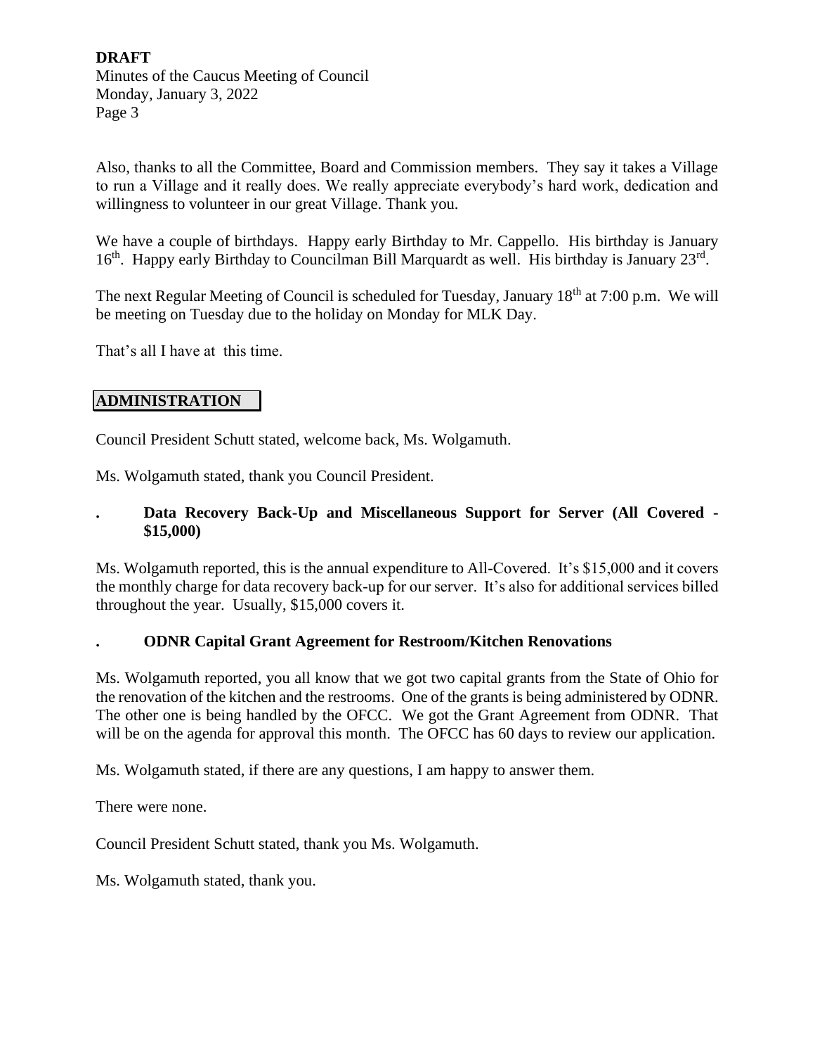Also, thanks to all the Committee, Board and Commission members. They say it takes a Village to run a Village and it really does. We really appreciate everybody's hard work, dedication and willingness to volunteer in our great Village. Thank you.

We have a couple of birthdays. Happy early Birthday to Mr. Cappello. His birthday is January 16th. Happy early Birthday to Councilman Bill Marquardt as well. His birthday is January 23rd.

The next Regular Meeting of Council is scheduled for Tuesday, January 18th at 7:00 p.m. We will be meeting on Tuesday due to the holiday on Monday for MLK Day.

That's all I have at this time.

## ADMINISTRATION

Council President Schutt stated, welcome back, Ms. Wolgamuth.

Ms. Wolgamuth stated, thank you Council President.

. **Data Recovery Back-Up and Miscellaneous Support for Server (All Covered - $15,000)**

Ms. Wolgamuth reported, this is the annual expenditure to All-Covered. It's $15,000 and it covers the monthly charge for data recovery back-up for our server. It's also for additional services billed throughout the year. Usually, $15,000 covers it.

. **ODNR Capital Grant Agreement for Restroom/Kitchen Renovations**

Ms. Wolgamuth reported, you all know that we got two capital grants from the State of Ohio for the renovation of the kitchen and the restrooms. One of the grants is being administered by ODNR. The other one is being handled by the OFCC. We got the Grant Agreement from ODNR. That will be on the agenda for approval this month. The OFCC has 60 days to review our application.

Ms. Wolgamuth stated, if there are any questions, I am happy to answer them.

There were none.

Council President Schutt stated, thank you Ms. Wolgamuth.

Ms. Wolgamuth stated, thank you.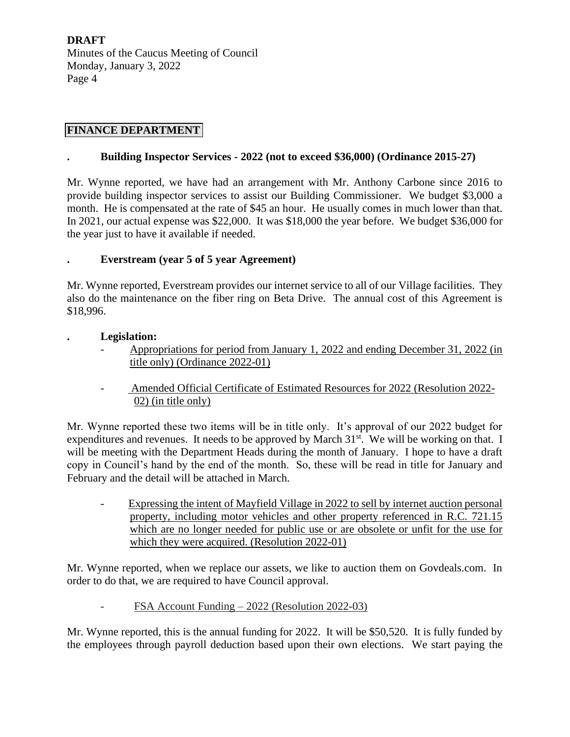## FINANCE DEPARTMENT

. **Building Inspector Services - 2022 (not to exceed $36,000) (Ordinance 2015-27)**

Mr. Wynne reported, we have had an arrangement with Mr. Anthony Carbone since 2016 to provide building inspector services to assist our Building Commissioner. We budget $3,000 a month. He is compensated at the rate of $45 an hour. He usually comes in much lower than that. In 2021, our actual expense was $22,000. It was $18,000 the year before. We budget $36,000 for the year just to have it available if needed.

. **Everstream (year 5 of 5 year Agreement)**

Mr. Wynne reported, Everstream provides our internet service to all of our Village facilities. They also do the maintenance on the fiber ring on Beta Drive. The annual cost of this Agreement is $18,996.

. **Legislation:**

- Appropriations for period from January 1, 2022 and ending December 31, 2022 (in title only) (Ordinance 2022-01)

- Amended Official Certificate of Estimated Resources for 2022 (Resolution 2022-02) (in title only)

Mr. Wynne reported these two items will be in title only. It's approval of our 2022 budget for expenditures and revenues. It needs to be approved by March 31st. We will be working on that. I will be meeting with the Department Heads during the month of January. I hope to have a draft copy in Council's hand by the end of the month. So, these will be read in title for January and February and the detail will be attached in March.

- Expressing the intent of Mayfield Village in 2022 to sell by internet auction personal property, including motor vehicles and other property referenced in R.C. 721.15 which are no longer needed for public use or are obsolete or unfit for the use for which they were acquired. (Resolution 2022-01)

Mr. Wynne reported, when we replace our assets, we like to auction them on Govdeals.com. In order to do that, we are required to have Council approval.

- FSA Account Funding – 2022 (Resolution 2022-03)

Mr. Wynne reported, this is the annual funding for 2022. It will be $50,520. It is fully funded by the employees through payroll deduction based upon their own elections. We start paying the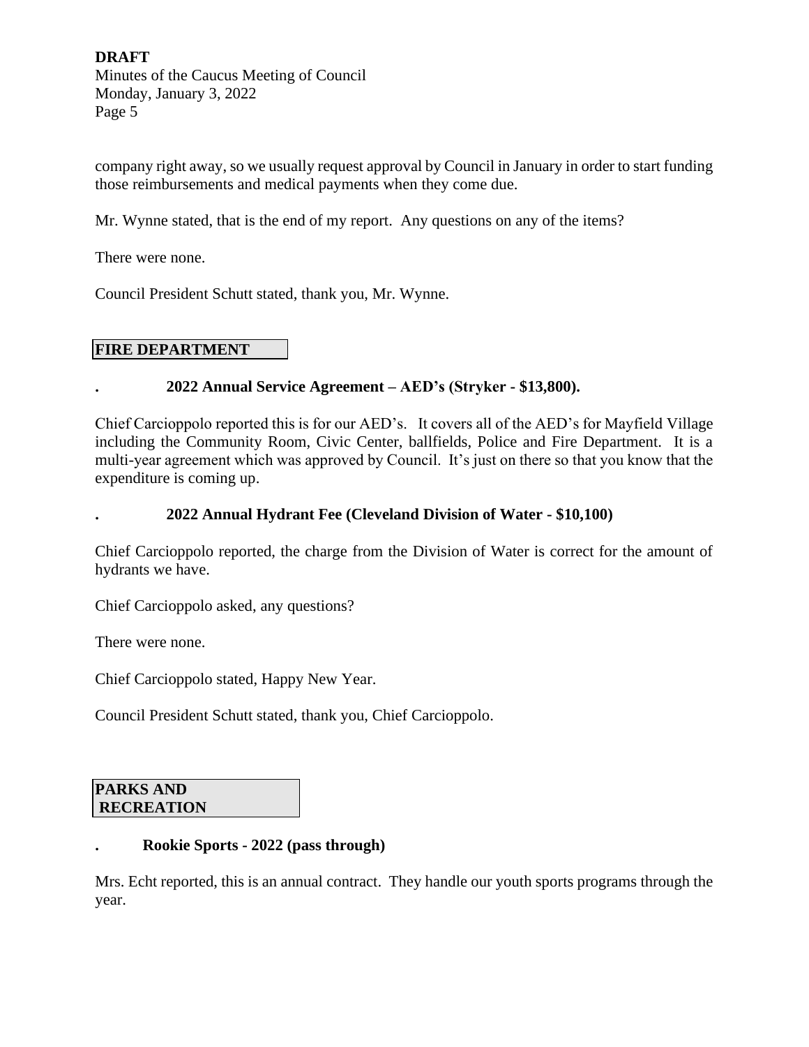company right away, so we usually request approval by Council in January in order to start funding those reimbursements and medical payments when they come due.

Mr. Wynne stated, that is the end of my report. Any questions on any of the items?

There were none.

Council President Schutt stated, thank you, Mr. Wynne.

## FIRE DEPARTMENT

. **2022 Annual Service Agreement – AED's (Stryker - $13,800).**

Chief Carcioppolo reported this is for our AED's. It covers all of the AED's for Mayfield Village including the Community Room, Civic Center, ballfields, Police and Fire Department. It is a multi-year agreement which was approved by Council. It's just on there so that you know that the expenditure is coming up.

. **2022 Annual Hydrant Fee (Cleveland Division of Water - $10,100)**

Chief Carcioppolo reported, the charge from the Division of Water is correct for the amount of hydrants we have.

Chief Carcioppolo asked, any questions?

There were none.

Chief Carcioppolo stated, Happy New Year.

Council President Schutt stated, thank you, Chief Carcioppolo.

## PARKS AND RECREATION

. **Rookie Sports - 2022 (pass through)**

Mrs. Echt reported, this is an annual contract. They handle our youth sports programs through the year.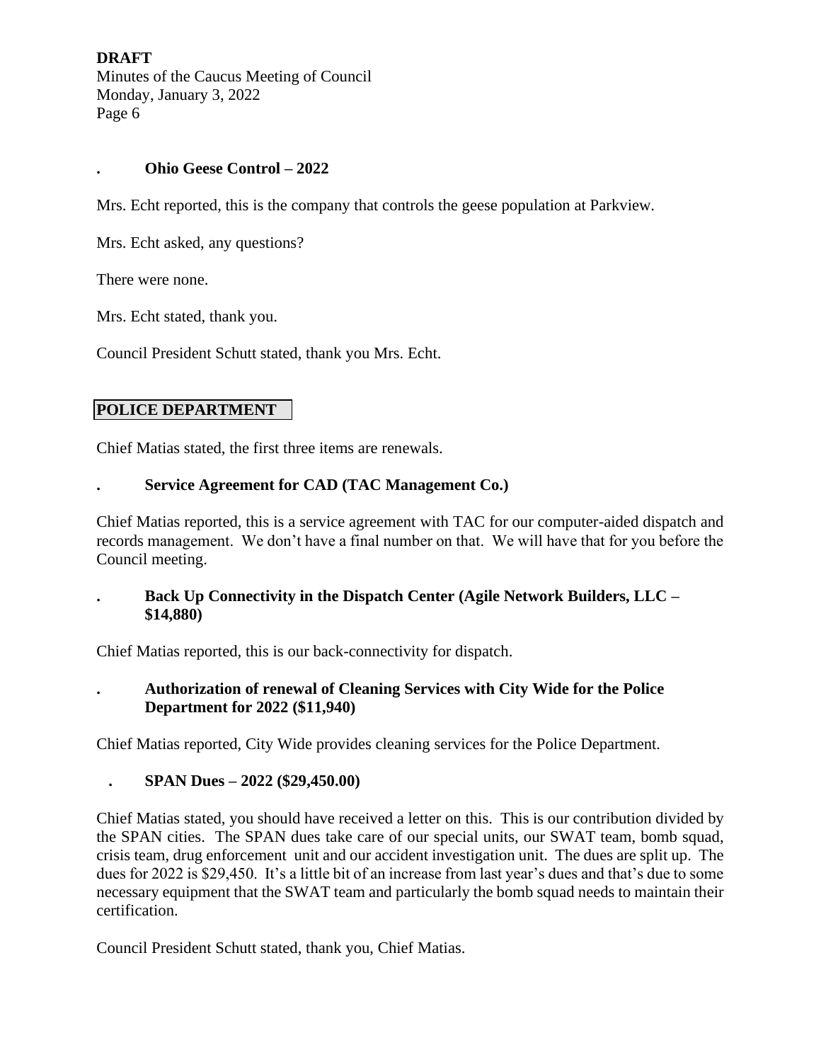**. Ohio Geese Control – 2022**

Mrs. Echt reported, this is the company that controls the geese population at Parkview.

Mrs. Echt asked, any questions?

There were none.

Mrs. Echt stated, thank you.

Council President Schutt stated, thank you Mrs. Echt.

## POLICE DEPARTMENT

Chief Matias stated, the first three items are renewals.

**. Service Agreement for CAD (TAC Management Co.)**

Chief Matias reported, this is a service agreement with TAC for our computer-aided dispatch and records management. We don't have a final number on that. We will have that for you before the Council meeting.

**. Back Up Connectivity in the Dispatch Center (Agile Network Builders, LLC – $14,880)**

Chief Matias reported, this is our back-connectivity for dispatch.

**. Authorization of renewal of Cleaning Services with City Wide for the Police Department for 2022 ($11,940)**

Chief Matias reported, City Wide provides cleaning services for the Police Department.

**. SPAN Dues – 2022 ($29,450.00)**

Chief Matias stated, you should have received a letter on this. This is our contribution divided by the SPAN cities. The SPAN dues take care of our special units, our SWAT team, bomb squad, crisis team, drug enforcement unit and our accident investigation unit. The dues are split up. The dues for 2022 is $29,450. It's a little bit of an increase from last year's dues and that's due to some necessary equipment that the SWAT team and particularly the bomb squad needs to maintain their certification.

Council President Schutt stated, thank you, Chief Matias.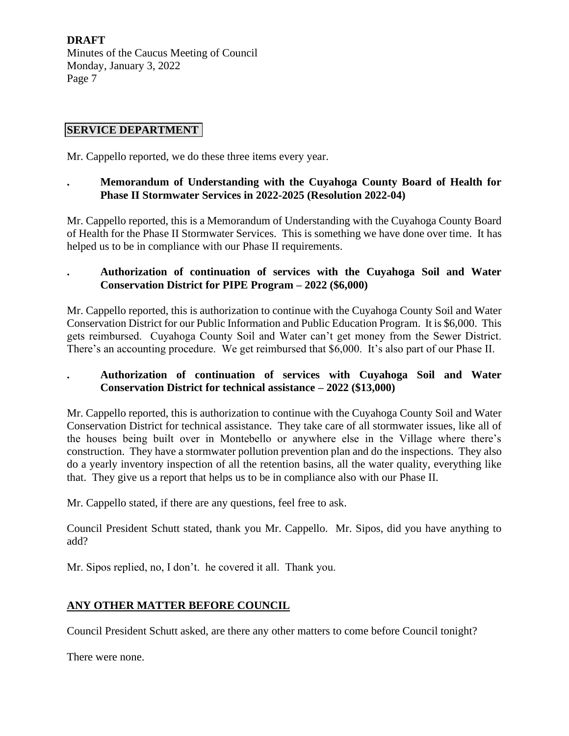## SERVICE DEPARTMENT

Mr. Cappello reported, we do these three items every year.

. **Memorandum of Understanding with the Cuyahoga County Board of Health for Phase II Stormwater Services in 2022-2025 (Resolution 2022-04)**

Mr. Cappello reported, this is a Memorandum of Understanding with the Cuyahoga County Board of Health for the Phase II Stormwater Services. This is something we have done over time. It has helped us to be in compliance with our Phase II requirements.

. **Authorization of continuation of services with the Cuyahoga Soil and Water Conservation District for PIPE Program – 2022 ($6,000)**

Mr. Cappello reported, this is authorization to continue with the Cuyahoga County Soil and Water Conservation District for our Public Information and Public Education Program. It is $6,000. This gets reimbursed. Cuyahoga County Soil and Water can't get money from the Sewer District. There's an accounting procedure. We get reimbursed that $6,000. It's also part of our Phase II.

. **Authorization of continuation of services with Cuyahoga Soil and Water Conservation District for technical assistance – 2022 ($13,000)**

Mr. Cappello reported, this is authorization to continue with the Cuyahoga County Soil and Water Conservation District for technical assistance. They take care of all stormwater issues, like all of the houses being built over in Montebello or anywhere else in the Village where there's construction. They have a stormwater pollution prevention plan and do the inspections. They also do a yearly inventory inspection of all the retention basins, all the water quality, everything like that. They give us a report that helps us to be in compliance also with our Phase II.

Mr. Cappello stated, if there are any questions, feel free to ask.

Council President Schutt stated, thank you Mr. Cappello. Mr. Sipos, did you have anything to add?

Mr. Sipos replied, no, I don't. he covered it all. Thank you.

## ANY OTHER MATTER BEFORE COUNCIL

Council President Schutt asked, are there any other matters to come before Council tonight?

There were none.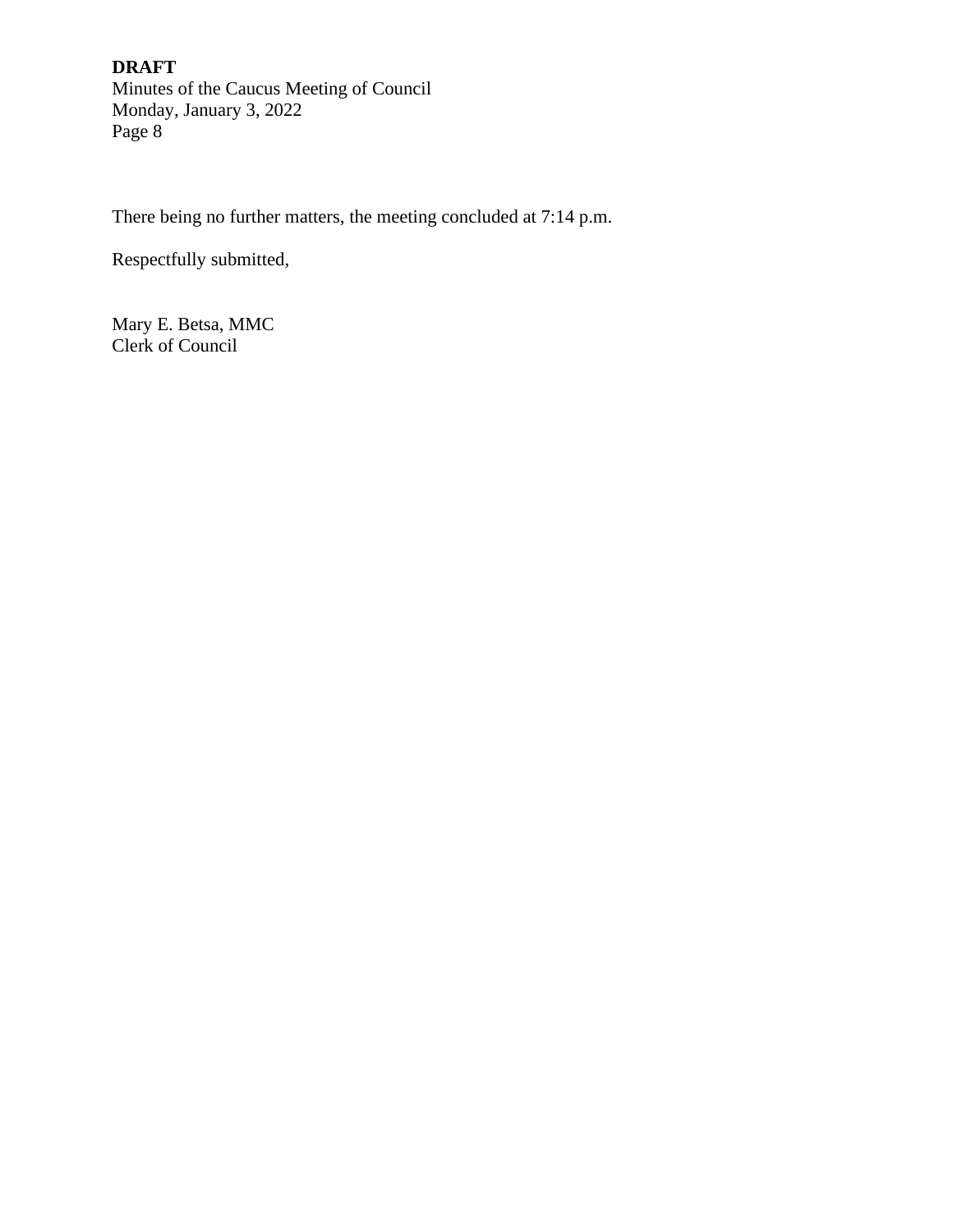There being no further matters, the meeting concluded at 7:14 p.m.

Respectfully submitted,

Mary E. Betsa, MMC
Clerk of Council